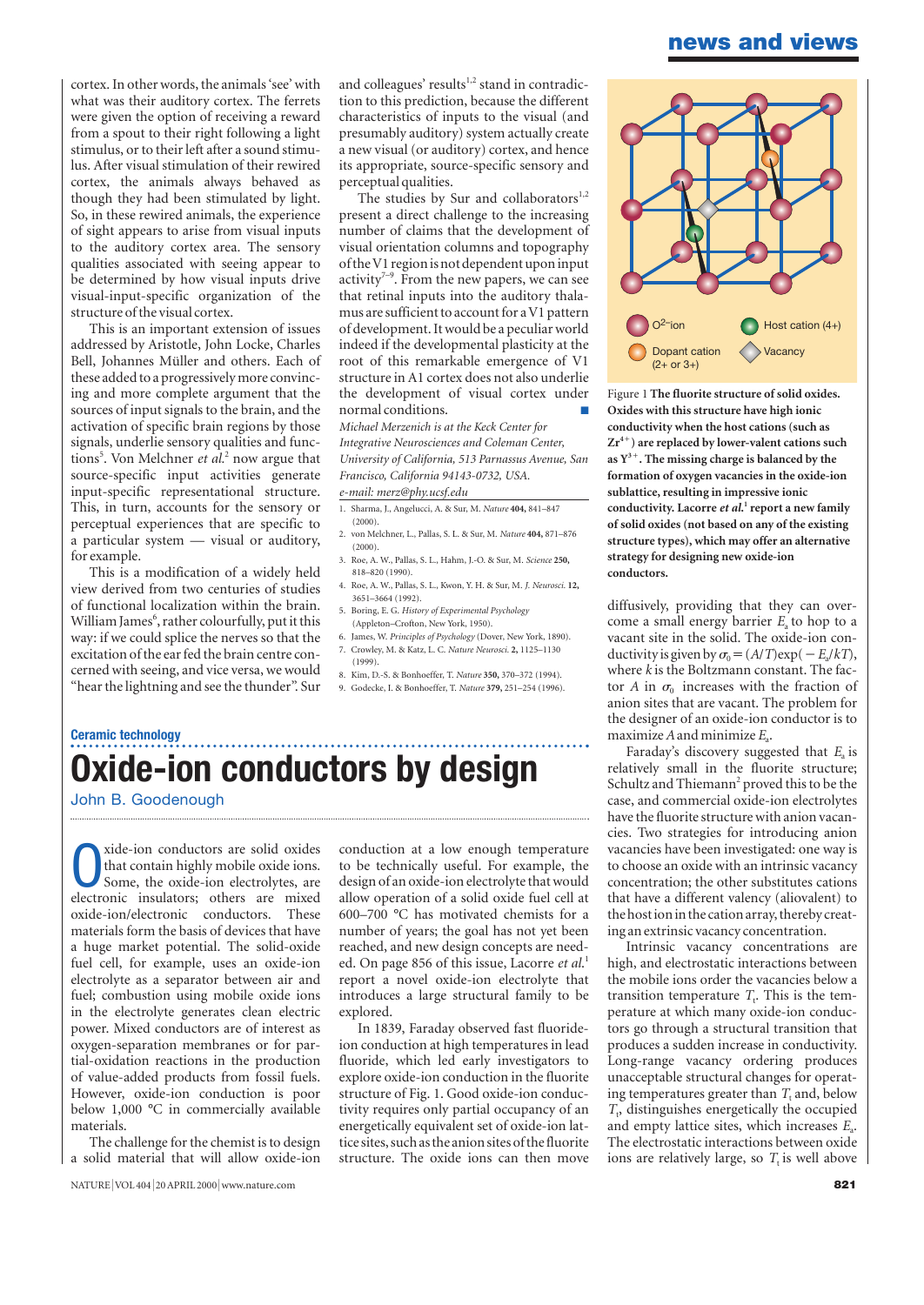cortex. In other words, the animals 'see' with what was their auditory cortex. The ferrets were given the option of receiving a reward from a spout to their right following a light stimulus, or to their left after a sound stimulus. After visual stimulation of their rewired cortex, the animals always behaved as though they had been stimulated by light. So, in these rewired animals, the experience of sight appears to arise from visual inputs to the auditory cortex area. The sensory qualities associated with seeing appear to be determined by how visual inputs drive visual-input-specific organization of the structure of the visual cortex.

This is an important extension of issues addressed by Aristotle, John Locke, Charles Bell, Johannes Müller and others. Each of these added to a progressively more convincing and more complete argument that the sources of input signals to the brain, and the activation of specific brain regions by those signals, underlie sensory qualities and functions[5]. Von Melchner *et al.*[2] now argue that source-specific input activities generate input-specific representational structure. This, in turn, accounts for the sensory or perceptual experiences that are specific to a particular system — visual or auditory, for example.

This is a modification of a widely held view derived from two centuries of studies of functional localization within the brain. William James[6], rather colourfully, put it this way: if we could splice the nerves so that the excitation of the ear fed the brain centre concerned with seeing, and vice versa, we would "hear the lightning and see the thunder". Sur and colleagues' results[1,2] stand in contradiction to this prediction, because the different characteristics of inputs to the visual (and presumably auditory) system actually create a new visual (or auditory) cortex, and hence its appropriate, source-specific sensory and perceptual qualities.

The studies by Sur and collaborators[1,2] present a direct challenge to the increasing number of claims that the development of visual orientation columns and topography of the V1 region is not dependent upon input activity[7–9]. From the new papers, we can see that retinal inputs into the auditory thalamus are sufficient to account for a V1 pattern of development. It would be a peculiar world indeed if the developmental plasticity at the root of this remarkable emergence of V1 structure in A1 cortex does not also underlie the development of visual cortex under normal conditions.

*Michael Merzenich is at the Keck Center for Integrative Neurosciences and Coleman Center, University of California, 513 Parnassus Avenue, San Francisco, California 94143-0732, USA.*
*e-mail: merz@phy.ucsf.edu*

1. Sharma, J., Angelucci, A. & Sur, M. *Nature* **404,** 841–847 (2000).
2. von Melchner, L., Pallas, S. L. & Sur, M. *Nature* **404,** 871–876 (2000).
3. Roe, A. W., Pallas, S. L., Hahm, J.-O. & Sur, M. *Science* **250,** 818–820 (1990).
4. Roe, A. W., Pallas, S. L., Kwon, Y. H. & Sur, M. *J. Neurosci.* **12,** 3651–3664 (1992).
5. Boring, E. G. *History of Experimental Psychology* (Appleton–Crofton, New York, 1950).
6. James, W. *Principles of Psychology* (Dover, New York, 1890).
7. Crowley, M. & Katz, L. C. *Nature Neurosci.* **2,** 1125–1130 (1999).
8. Kim, D.-S. & Bonhoeffer, T. *Nature* **350,** 370–372 (1994).
9. Godecke, I. & Bonhoeffer, T. *Nature* **379,** 251–254 (1996).

## Ceramic technology

# Oxide-ion conductors by design

John B. Goodenough

Oxide-ion conductors are solid oxides that contain highly mobile oxide ions. Some, the oxide-ion electrolytes, are electronic insulators; others are mixed oxide-ion/electronic conductors. These materials form the basis of devices that have a huge market potential. The solid-oxide fuel cell, for example, uses an oxide-ion electrolyte as a separator between air and fuel; combustion using mobile oxide ions in the electrolyte generates clean electric power. Mixed conductors are of interest as oxygen-separation membranes or for partial-oxidation reactions in the production of value-added products from fossil fuels. However, oxide-ion conduction is poor below 1,000 °C in commercially available materials.

The challenge for the chemist is to design a solid material that will allow oxide-ion conduction at a low enough temperature to be technically useful. For example, the design of an oxide-ion electrolyte that would allow operation of a solid oxide fuel cell at 600–700 °C has motivated chemists for a number of years; the goal has not yet been reached, and new design concepts are needed. On page 856 of this issue, Lacorre *et al.*[1] report a novel oxide-ion electrolyte that introduces a large structural family to be explored.

In 1839, Faraday observed fast fluoride-ion conduction at high temperatures in lead fluoride, which led early investigators to explore oxide-ion conduction in the fluorite structure of Fig. 1. Good oxide-ion conductivity requires only partial occupancy of an energetically equivalent set of oxide-ion lattice sites, such as the anion sites of the fluorite structure. The oxide ions can then move

Figure 1 **The fluorite structure of solid oxides. Oxides with this structure have high ionic conductivity when the host cations (such as $Zr^{4+}$) are replaced by lower-valent cations such as $Y^{3+}$. The missing charge is balanced by the formation of oxygen vacancies in the oxide-ion sublattice, resulting in impressive ionic conductivity. Lacorre *et al.*[1] report a new family of solid oxides (not based on any of the existing structure types), which may offer an alternative strategy for designing new oxide-ion conductors.**

diffusively, providing that they can overcome a small energy barrier $E_a$ to hop to a vacant site in the solid. The oxide-ion conductivity is given by $\sigma_0 = (A/T)\exp(-E_a/kT)$, where $k$ is the Boltzmann constant. The factor $A$ in $\sigma_0$ increases with the fraction of anion sites that are vacant. The problem for the designer of an oxide-ion conductor is to maximize $A$ and minimize $E_a$.

Faraday's discovery suggested that $E_a$ is relatively small in the fluorite structure; Schultz and Thiemann[2] proved this to be the case, and commercial oxide-ion electrolytes have the fluorite structure with anion vacancies. Two strategies for introducing anion vacancies have been investigated: one way is to choose an oxide with an intrinsic vacancy concentration; the other substitutes cations that have a different valency (aliovalent) to the host ion in the cation array, thereby creating an extrinsic vacancy concentration.

Intrinsic vacancy concentrations are high, and electrostatic interactions between the mobile ions order the vacancies below a transition temperature $T_t$. This is the temperature at which many oxide-ion conductors go through a structural transition that produces a sudden increase in conductivity. Long-range vacancy ordering produces unacceptable structural changes for operating temperatures greater than $T_t$ and, below $T_t$, distinguishes energetically the occupied and empty lattice sites, which increases $E_a$. The electrostatic interactions between oxide ions are relatively large, so $T_t$ is well above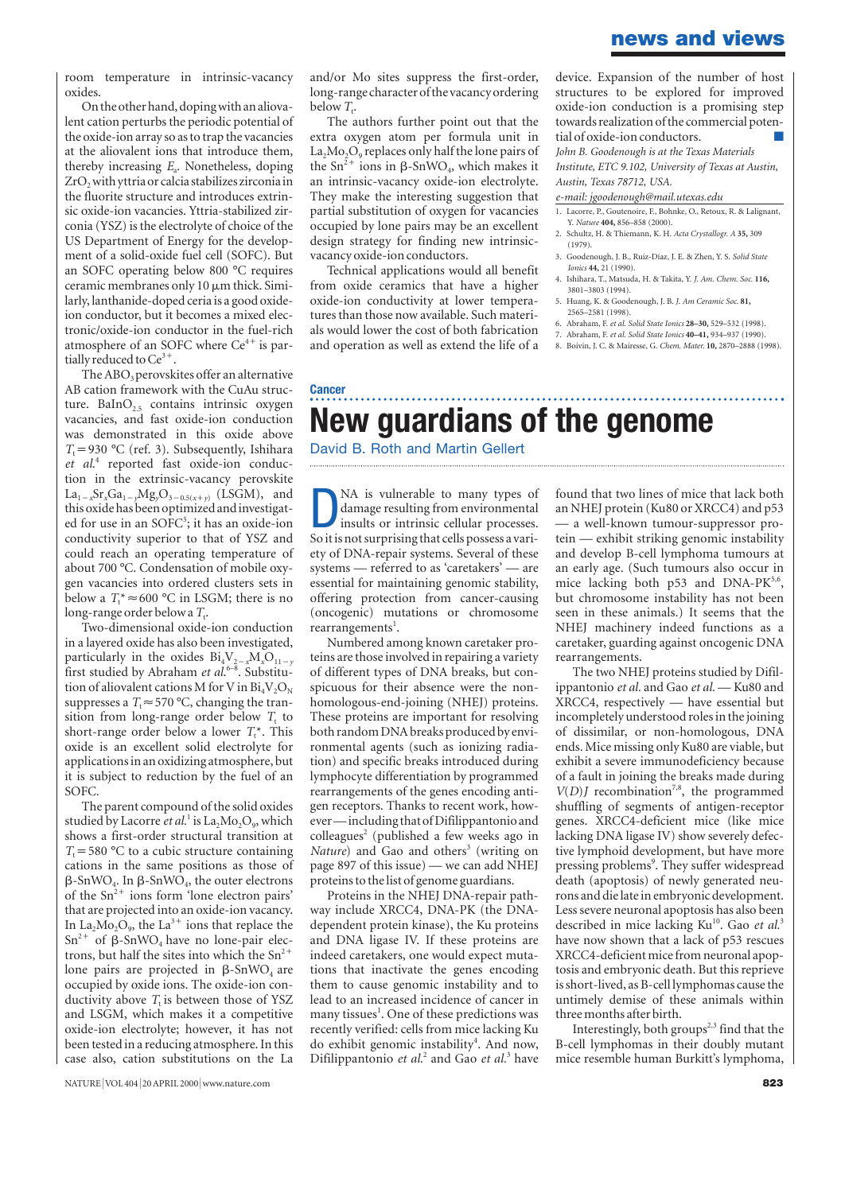room temperature in intrinsic-vacancy oxides.

On the other hand, doping with an aliovalent cation perturbs the periodic potential of the oxide-ion array so as to trap the vacancies at the aliovalent ions that introduce them, thereby increasing $E_a$. Nonetheless, doping $ZrO_2$ with yttria or calcia stabilizes zirconia in the fluorite structure and introduces extrinsic oxide-ion vacancies. Yttria-stabilized zirconia (YSZ) is the electrolyte of choice of the US Department of Energy for the development of a solid-oxide fuel cell (SOFC). But an SOFC operating below 800 °C requires ceramic membranes only 10 μm thick. Similarly, lanthanide-doped ceria is a good oxide-ion conductor, but it becomes a mixed electronic/oxide-ion conductor in the fuel-rich atmosphere of an SOFC where $Ce^{4+}$ is partially reduced to $Ce^{3+}$.

The $ABO_3$ perovskites offer an alternative AB cation framework with the CuAu structure. $BaInO_{2.5}$ contains intrinsic oxygen vacancies, and fast oxide-ion conduction was demonstrated in this oxide above $T_t = 930$ °C (ref. 3). Subsequently, Ishihara *et al.*[4] reported fast oxide-ion conduction in the extrinsic-vacancy perovskite $La_{1-x}Sr_xGa_{1-y}Mg_yO_{3-0.5(x+y)}$ (LSGM), and this oxide has been optimized and investigated for use in an SOFC[5]; it has an oxide-ion conductivity superior to that of YSZ and could reach an operating temperature of about 700 °C. Condensation of mobile oxygen vacancies into ordered clusters sets in below a $T_t^* \approx 600$ °C in LSGM; there is no long-range order below a $T_t$.

Two-dimensional oxide-ion conduction in a layered oxide has also been investigated, particularly in the oxides $Bi_4V_{2-x}M_xO_{11-y}$ first studied by Abraham *et al.*[6–8]. Substitution of aliovalent cations M for V in $Bi_4V_2O_N$ suppresses a $T_t \approx 570$ °C, changing the transition from long-range order below $T_t$ to short-range order below a lower $T_t^*$. This oxide is an excellent solid electrolyte for applications in an oxidizing atmosphere, but it is subject to reduction by the fuel of an SOFC.

The parent compound of the solid oxides studied by Lacorre *et al.*[1] is $La_2Mo_2O_9$, which shows a first-order structural transition at $T_t = 580$ °C to a cubic structure containing cations in the same positions as those of β-$SnWO_4$. In β-$SnWO_4$, the outer electrons of the $Sn^{2+}$ ions form 'lone electron pairs' that are projected into an oxide-ion vacancy. In $La_2Mo_2O_9$, the $La^{3+}$ ions that replace the $Sn^{2+}$ of β-$SnWO_4$ have no lone-pair electrons, but half the sites into which the $Sn^{2+}$ lone pairs are projected in β-$SnWO_4$ are occupied by oxide ions. The oxide-ion conductivity above $T_t$ is between those of YSZ and LSGM, which makes it a competitive oxide-ion electrolyte; however, it has not been tested in a reducing atmosphere. In this case also, cation substitutions on the La and/or Mo sites suppress the first-order, long-range character of the vacancy ordering below $T_t$.

The authors further point out that the extra oxygen atom per formula unit in $La_2Mo_2O_9$ replaces only half the lone pairs of the $Sn^{2+}$ ions in β-$SnWO_4$, which makes it an intrinsic-vacancy oxide-ion electrolyte. They make the interesting suggestion that partial substitution of oxygen for vacancies occupied by lone pairs may be an excellent design strategy for finding new intrinsic-vacancy oxide-ion conductors.

Technical applications would all benefit from oxide ceramics that have a higher oxide-ion conductivity at lower temperatures than those now available. Such materials would lower the cost of both fabrication and operation as well as extend the life of a device. Expansion of the number of host structures to be explored for improved oxide-ion conduction is a promising step towards realization of the commercial potential of oxide-ion conductors. ■

*John B. Goodenough is at the Texas Materials Institute, ETC 9.102, University of Texas at Austin, Austin, Texas 78712, USA.*
*e-mail: jgoodenough@mail.utexas.edu*

1. Lacorre, P., Goutenoire, F., Bohnke, O., Retoux, R. & Lalignant, Y. *Nature* **404,** 856–858 (2000).
2. Schultz, H. & Thiemann, K. H. *Acta Crystallogr. A* **35,** 309 (1979).
3. Goodenough, J. B., Ruiz-Diaz, J. E. & Zhen, Y. S. *Solid State Ionics* **44,** 21 (1990).
4. Ishihara, T., Matsuda, H. & Takita, Y. *J. Am. Chem. Soc.* **116,** 3801–3803 (1994).
5. Huang, K. & Goodenough, J. B. *J. Am Ceramic Soc.* **81,** 2565–2581 (1998).
6. Abraham, F. *et al. Solid State Ionics* **28–30,** 529–532 (1998).
7. Abraham, F. *et al. Solid State Ionics* **40–41,** 934–937 (1990).
8. Boivin, J. C. & Mairesse, G. *Chem. Mater.* **10,** 2870–2888 (1998).

Cancer

# New guardians of the genome

David B. Roth and Martin Gellert

DNA is vulnerable to many types of damage resulting from environmental insults or intrinsic cellular processes. So it is not surprising that cells possess a variety of DNA-repair systems. Several of these systems — referred to as 'caretakers' — are essential for maintaining genomic stability, offering protection from cancer-causing (oncogenic) mutations or chromosome rearrangements[1].

Numbered among known caretaker proteins are those involved in repairing a variety of different types of DNA breaks, but conspicuous for their absence were the non-homologous-end-joining (NHEJ) proteins. These proteins are important for resolving both random DNA breaks produced by environmental agents (such as ionizing radiation) and specific breaks introduced during lymphocyte differentiation by programmed rearrangements of the genes encoding antigen receptors. Thanks to recent work, however — including that of Difilippantonio and colleagues[2] (published a few weeks ago in *Nature*) and Gao and others[3] (writing on page 897 of this issue) — we can add NHEJ proteins to the list of genome guardians.

Proteins in the NHEJ DNA-repair pathway include XRCC4, DNA-PK (the DNA-dependent protein kinase), the Ku proteins and DNA ligase IV. If these proteins are indeed caretakers, one would expect mutations that inactivate the genes encoding them to cause genomic instability and to lead to an increased incidence of cancer in many tissues[1]. One of these predictions was recently verified: cells from mice lacking Ku do exhibit genomic instability[4]. And now, Difilippantonio *et al.*[2] and Gao *et al.*[3] have found that two lines of mice that lack both an NHEJ protein (Ku80 or XRCC4) and p53 — a well-known tumour-suppressor protein — exhibit striking genomic instability and develop B-cell lymphoma tumours at an early age. (Such tumours also occur in mice lacking both p53 and DNA-PK[5,6], but chromosome instability has not been seen in these animals.) It seems that the NHEJ machinery indeed functions as a caretaker, guarding against oncogenic DNA rearrangements.

The two NHEJ proteins studied by Difilippantonio *et al.* and Gao *et al.* — Ku80 and XRCC4, respectively — have essential but incompletely understood roles in the joining of dissimilar, or non-homologous, DNA ends. Mice missing only Ku80 are viable, but exhibit a severe immunodeficiency because of a fault in joining the breaks made during *V*(*D*)*J* recombination[7,8], the programmed shuffling of segments of antigen-receptor genes. XRCC4-deficient mice (like mice lacking DNA ligase IV) show severely defective lymphoid development, but have more pressing problems[9]. They suffer widespread death (apoptosis) of newly generated neurons and die late in embryonic development. Less severe neuronal apoptosis has also been described in mice lacking Ku[10]. Gao *et al.*[3] have now shown that a lack of p53 rescues XRCC4-deficient mice from neuronal apoptosis and embryonic death. But this reprieve is short-lived, as B-cell lymphomas cause the untimely demise of these animals within three months after birth.

Interestingly, both groups[2,3] find that the B-cell lymphomas in their doubly mutant mice resemble human Burkitt's lymphoma,